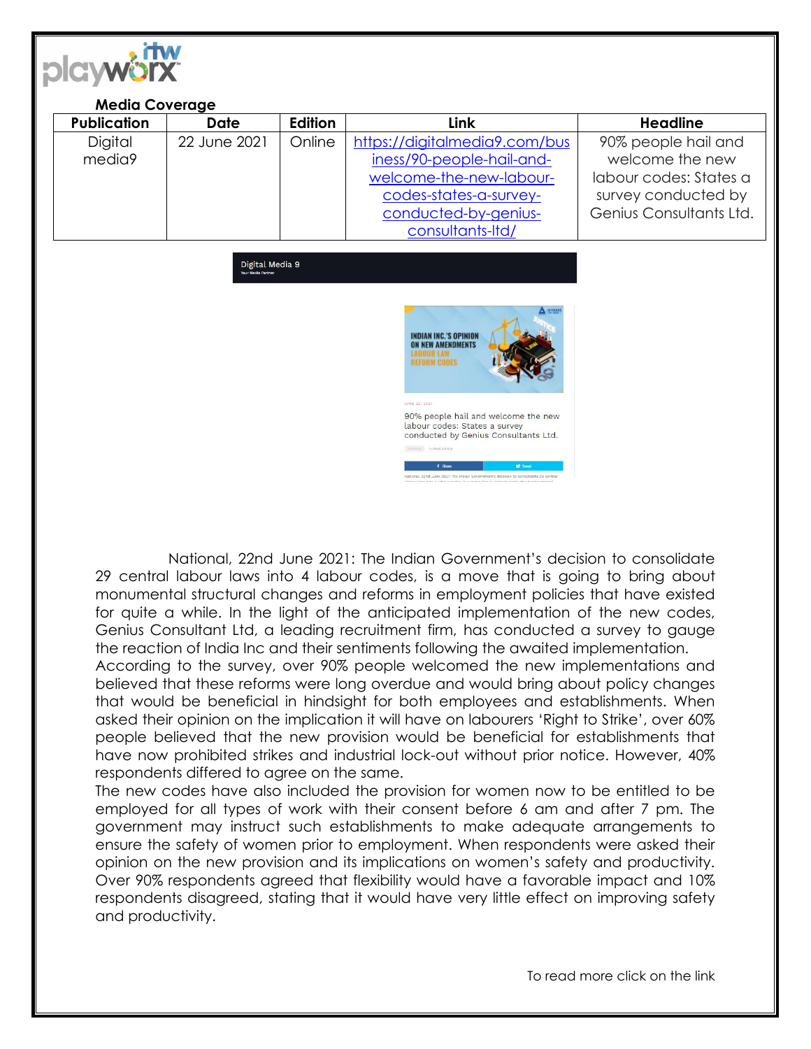**Media Coverage**

| Publication | Date | Edition | Link | Headline |
|---|---|---|---|---|
| Digital media9 | 22 June 2021 | Online | https://digitalmedia9.com/business/90-people-hail-and-welcome-the-new-labour-codes-states-a-survey-conducted-by-genius-consultants-ltd/ | 90% people hail and welcome the new labour codes: States a survey conducted by Genius Consultants Ltd. |

National, 22nd June 2021: The Indian Government's decision to consolidate 29 central labour laws into 4 labour codes, is a move that is going to bring about monumental structural changes and reforms in employment policies that have existed for quite a while. In the light of the anticipated implementation of the new codes, Genius Consultant Ltd, a leading recruitment firm, has conducted a survey to gauge the reaction of India Inc and their sentiments following the awaited implementation.

According to the survey, over 90% people welcomed the new implementations and believed that these reforms were long overdue and would bring about policy changes that would be beneficial in hindsight for both employees and establishments. When asked their opinion on the implication it will have on labourers 'Right to Strike', over 60% people believed that the new provision would be beneficial for establishments that have now prohibited strikes and industrial lock-out without prior notice. However, 40% respondents differed to agree on the same.

The new codes have also included the provision for women now to be entitled to be employed for all types of work with their consent before 6 am and after 7 pm. The government may instruct such establishments to make adequate arrangements to ensure the safety of women prior to employment. When respondents were asked their opinion on the new provision and its implications on women's safety and productivity. Over 90% respondents agreed that flexibility would have a favorable impact and 10% respondents disagreed, stating that it would have very little effect on improving safety and productivity.

To read more click on the link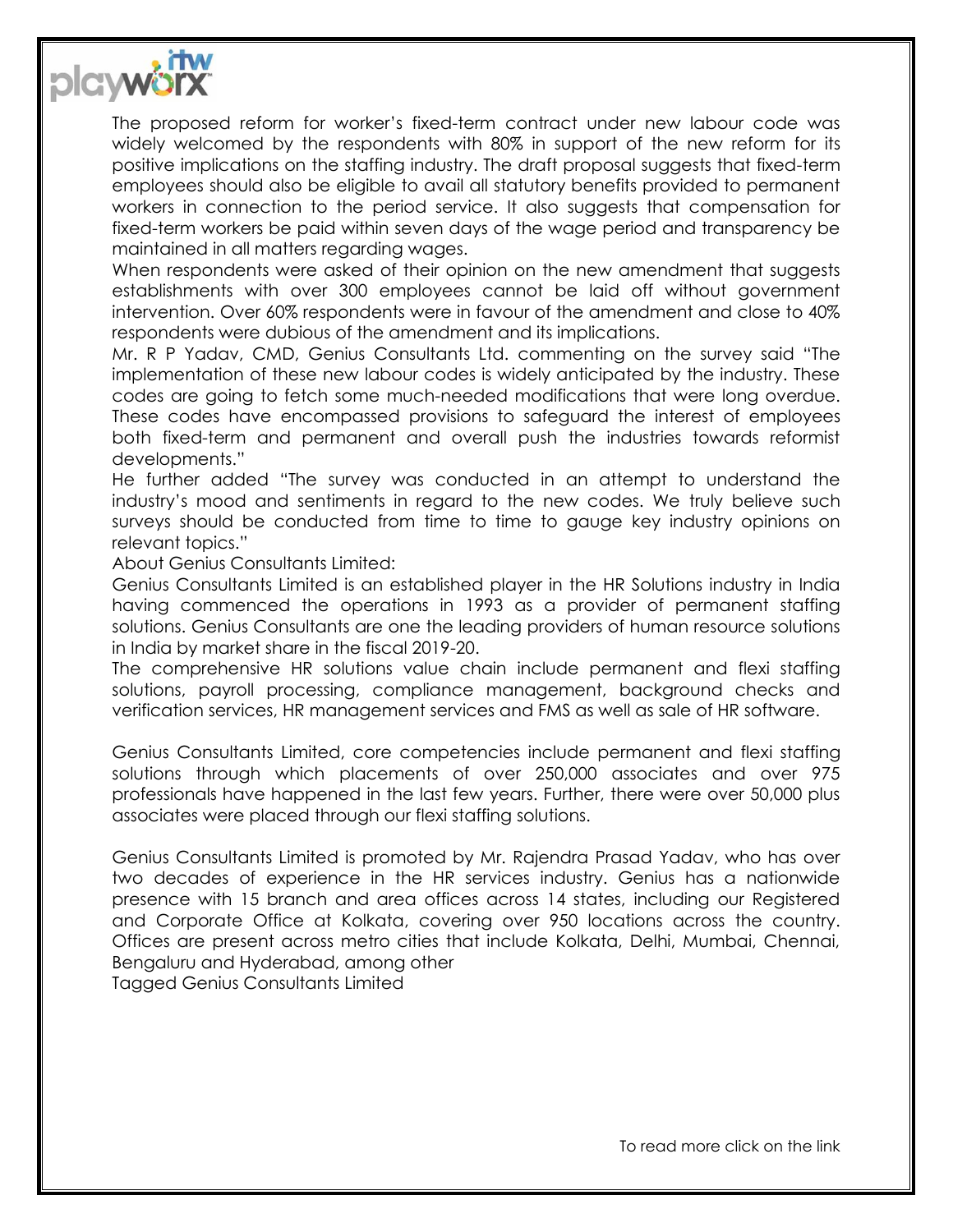The proposed reform for worker's fixed-term contract under new labour code was widely welcomed by the respondents with 80% in support of the new reform for its positive implications on the staffing industry. The draft proposal suggests that fixed-term employees should also be eligible to avail all statutory benefits provided to permanent workers in connection to the period service. It also suggests that compensation for fixed-term workers be paid within seven days of the wage period and transparency be maintained in all matters regarding wages.

When respondents were asked of their opinion on the new amendment that suggests establishments with over 300 employees cannot be laid off without government intervention. Over 60% respondents were in favour of the amendment and close to 40% respondents were dubious of the amendment and its implications.

Mr. R P Yadav, CMD, Genius Consultants Ltd. commenting on the survey said "The implementation of these new labour codes is widely anticipated by the industry. These codes are going to fetch some much-needed modifications that were long overdue. These codes have encompassed provisions to safeguard the interest of employees both fixed-term and permanent and overall push the industries towards reformist developments."

He further added "The survey was conducted in an attempt to understand the industry's mood and sentiments in regard to the new codes. We truly believe such surveys should be conducted from time to time to gauge key industry opinions on relevant topics."

About Genius Consultants Limited:

Genius Consultants Limited is an established player in the HR Solutions industry in India having commenced the operations in 1993 as a provider of permanent staffing solutions. Genius Consultants are one the leading providers of human resource solutions in India by market share in the fiscal 2019-20.

The comprehensive HR solutions value chain include permanent and flexi staffing solutions, payroll processing, compliance management, background checks and verification services, HR management services and FMS as well as sale of HR software.

Genius Consultants Limited, core competencies include permanent and flexi staffing solutions through which placements of over 250,000 associates and over 975 professionals have happened in the last few years. Further, there were over 50,000 plus associates were placed through our flexi staffing solutions.

Genius Consultants Limited is promoted by Mr. Rajendra Prasad Yadav, who has over two decades of experience in the HR services industry. Genius has a nationwide presence with 15 branch and area offices across 14 states, including our Registered and Corporate Office at Kolkata, covering over 950 locations across the country. Offices are present across metro cities that include Kolkata, Delhi, Mumbai, Chennai, Bengaluru and Hyderabad, among other

Tagged Genius Consultants Limited

To read more click on the link